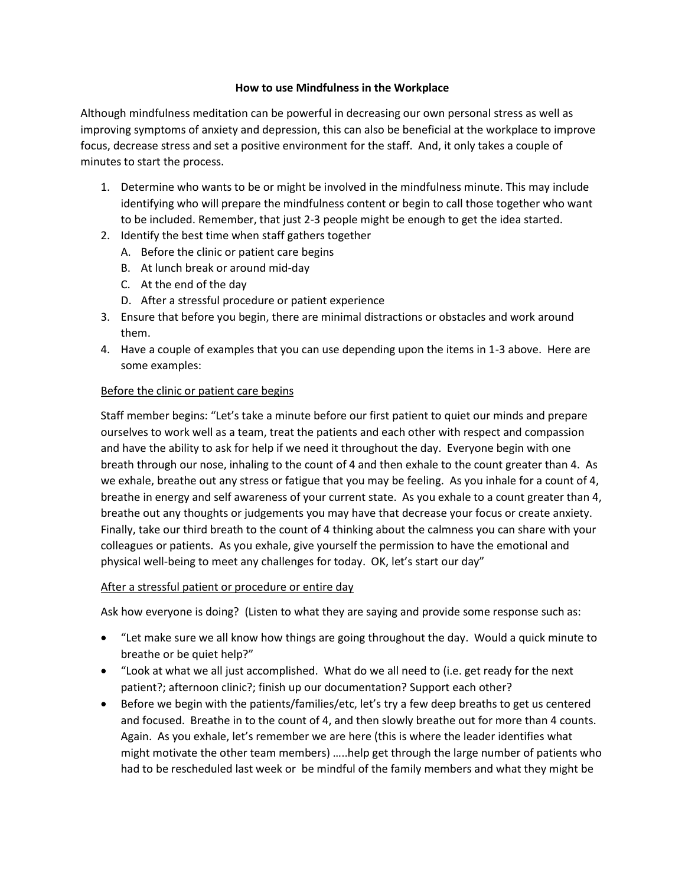**How to use Mindfulness in the Workplace**

Although mindfulness meditation can be powerful in decreasing our own personal stress as well as improving symptoms of anxiety and depression, this can also be beneficial at the workplace to improve focus, decrease stress and set a positive environment for the staff. And, it only takes a couple of minutes to start the process.

1. Determine who wants to be or might be involved in the mindfulness minute. This may include identifying who will prepare the mindfulness content or begin to call those together who want to be included. Remember, that just 2-3 people might be enough to get the idea started.
2. Identify the best time when staff gathers together
   A. Before the clinic or patient care begins
   B. At lunch break or around mid-day
   C. At the end of the day
   D. After a stressful procedure or patient experience
3. Ensure that before you begin, there are minimal distractions or obstacles and work around them.
4. Have a couple of examples that you can use depending upon the items in 1-3 above. Here are some examples:

<u>Before the clinic or patient care begins</u>

Staff member begins: "Let's take a minute before our first patient to quiet our minds and prepare ourselves to work well as a team, treat the patients and each other with respect and compassion and have the ability to ask for help if we need it throughout the day. Everyone begin with one breath through our nose, inhaling to the count of 4 and then exhale to the count greater than 4. As we exhale, breathe out any stress or fatigue that you may be feeling. As you inhale for a count of 4, breathe in energy and self awareness of your current state. As you exhale to a count greater than 4, breathe out any thoughts or judgements you may have that decrease your focus or create anxiety. Finally, take our third breath to the count of 4 thinking about the calmness you can share with your colleagues or patients. As you exhale, give yourself the permission to have the emotional and physical well-being to meet any challenges for today. OK, let's start our day"

<u>After a stressful patient or procedure or entire day</u>

Ask how everyone is doing? (Listen to what they are saying and provide some response such as:

- "Let make sure we all know how things are going throughout the day. Would a quick minute to breathe or be quiet help?"
- "Look at what we all just accomplished. What do we all need to (i.e. get ready for the next patient?; afternoon clinic?; finish up our documentation? Support each other?
- Before we begin with the patients/families/etc, let's try a few deep breaths to get us centered and focused. Breathe in to the count of 4, and then slowly breathe out for more than 4 counts. Again. As you exhale, let's remember we are here (this is where the leader identifies what might motivate the other team members) …..help get through the large number of patients who had to be rescheduled last week or be mindful of the family members and what they might be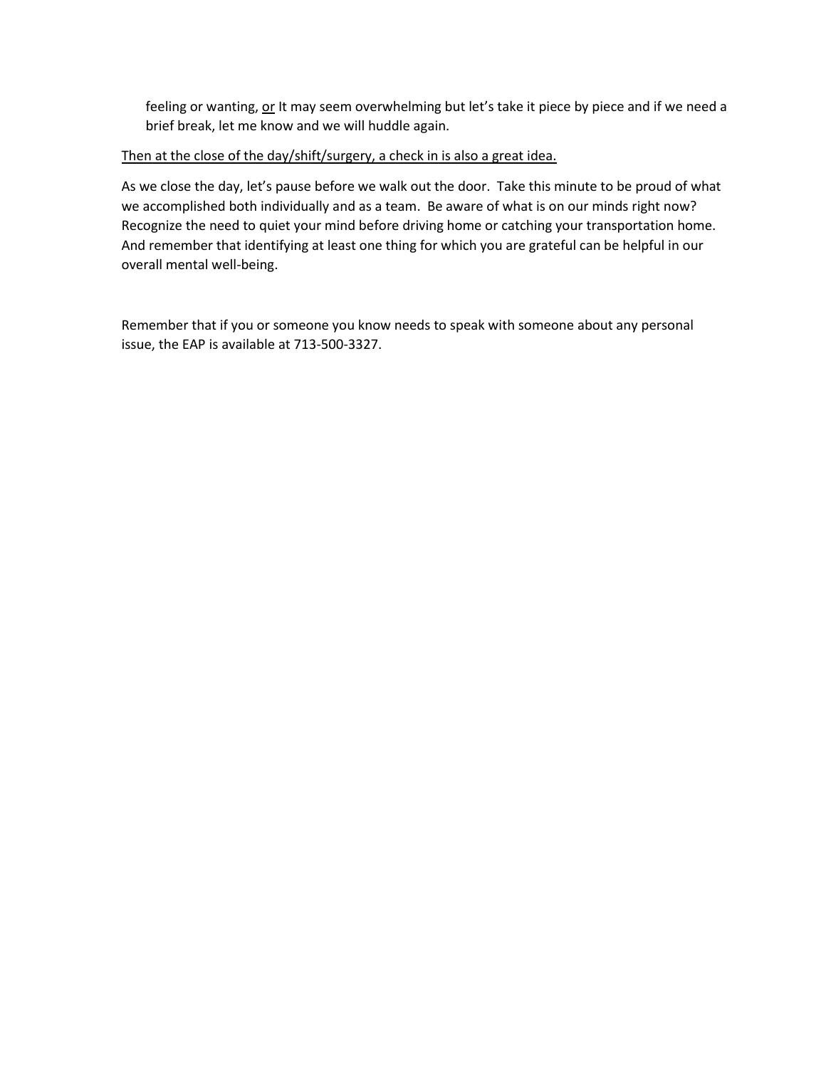feeling or wanting, <u>or</u> It may seem overwhelming but let's take it piece by piece and if we need a brief break, let me know and we will huddle again.

<u>Then at the close of the day/shift/surgery, a check in is also a great idea.</u>

As we close the day, let's pause before we walk out the door. Take this minute to be proud of what we accomplished both individually and as a team. Be aware of what is on our minds right now? Recognize the need to quiet your mind before driving home or catching your transportation home. And remember that identifying at least one thing for which you are grateful can be helpful in our overall mental well-being.

Remember that if you or someone you know needs to speak with someone about any personal issue, the EAP is available at 713-500-3327.